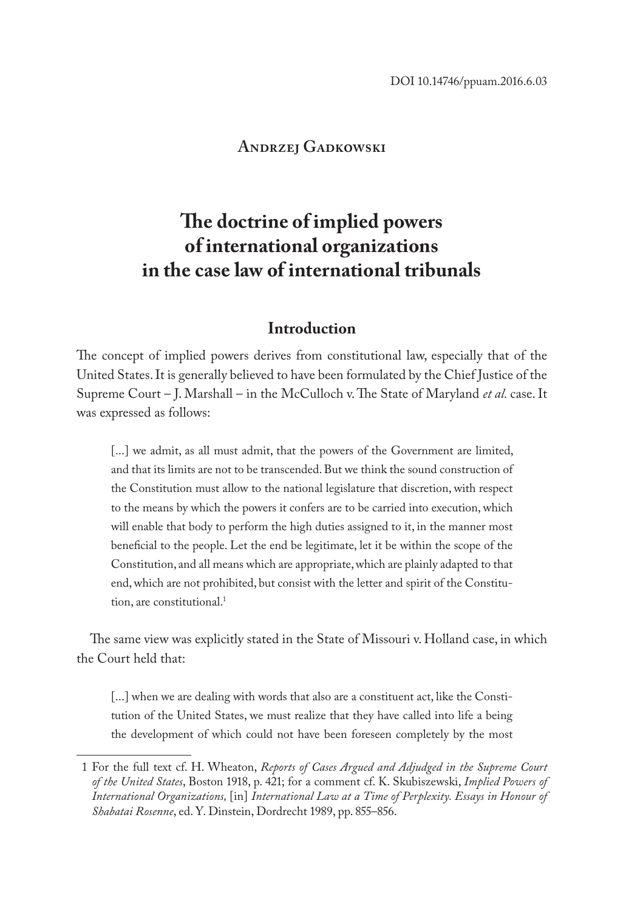DOI 10.14746/ppuam.2016.6.03

Andrzej Gadkowski

# The doctrine of implied powers of international organizations in the case law of international tribunals

## Introduction

The concept of implied powers derives from constitutional law, especially that of the United States. It is generally believed to have been formulated by the Chief Justice of the Supreme Court – J. Marshall – in the McCulloch v. The State of Maryland *et al.* case. It was expressed as follows:

> [...] we admit, as all must admit, that the powers of the Government are limited, and that its limits are not to be transcended. But we think the sound construction of the Constitution must allow to the national legislature that discretion, with respect to the means by which the powers it confers are to be carried into execution, which will enable that body to perform the high duties assigned to it, in the manner most beneficial to the people. Let the end be legitimate, let it be within the scope of the Constitution, and all means which are appropriate, which are plainly adapted to that end, which are not prohibited, but consist with the letter and spirit of the Constitution, are constitutional.[1]

The same view was explicitly stated in the State of Missouri v. Holland case, in which the Court held that:

> [...] when we are dealing with words that also are a constituent act, like the Constitution of the United States, we must realize that they have called into life a being the development of which could not have been foreseen completely by the most

---

1 For the full text cf. H. Wheaton, *Reports of Cases Argued and Adjudged in the Supreme Court of the United States*, Boston 1918, p. 421; for a comment cf. K. Skubiszewski, *Implied Powers of International Organizations,* [in] *International Law at a Time of Perplexity. Essays in Honour of Shabatai Rosenne*, ed. Y. Dinstein, Dordrecht 1989, pp. 855–856.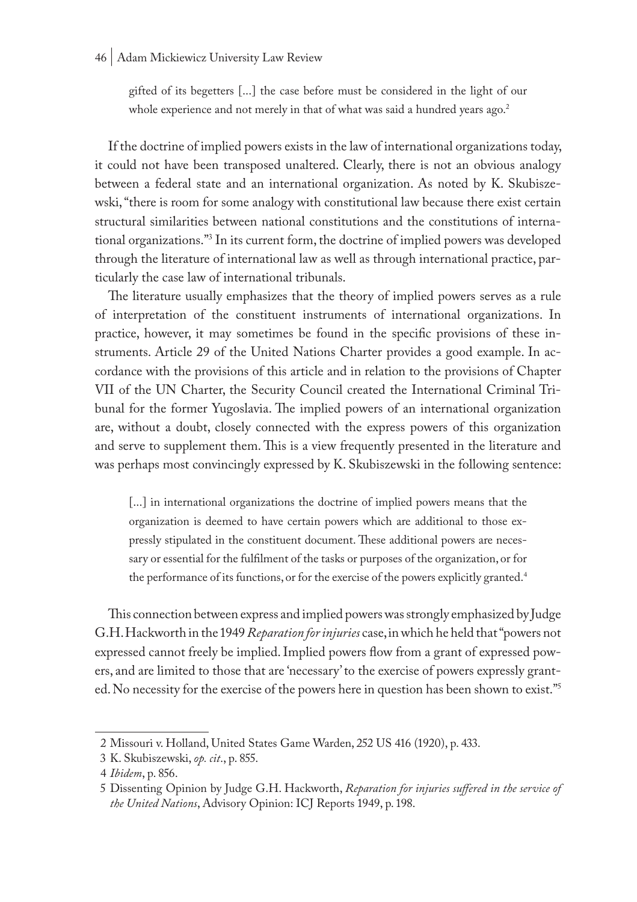> gifted of its begetters [...] the case before must be considered in the light of our whole experience and not merely in that of what was said a hundred years ago.[2]

If the doctrine of implied powers exists in the law of international organizations today, it could not have been transposed unaltered. Clearly, there is not an obvious analogy between a federal state and an international organization. As noted by K. Skubiszewski, "there is room for some analogy with constitutional law because there exist certain structural similarities between national constitutions and the constitutions of international organizations."[3] In its current form, the doctrine of implied powers was developed through the literature of international law as well as through international practice, particularly the case law of international tribunals.

The literature usually emphasizes that the theory of implied powers serves as a rule of interpretation of the constituent instruments of international organizations. In practice, however, it may sometimes be found in the specific provisions of these instruments. Article 29 of the United Nations Charter provides a good example. In accordance with the provisions of this article and in relation to the provisions of Chapter VII of the UN Charter, the Security Council created the International Criminal Tribunal for the former Yugoslavia. The implied powers of an international organization are, without a doubt, closely connected with the express powers of this organization and serve to supplement them. This is a view frequently presented in the literature and was perhaps most convincingly expressed by K. Skubiszewski in the following sentence:

> [...] in international organizations the doctrine of implied powers means that the organization is deemed to have certain powers which are additional to those expressly stipulated in the constituent document. These additional powers are necessary or essential for the fulfilment of the tasks or purposes of the organization, or for the performance of its functions, or for the exercise of the powers explicitly granted.[4]

This connection between express and implied powers was strongly emphasized by Judge G.H. Hackworth in the 1949 *Reparation for injuries* case, in which he held that "powers not expressed cannot freely be implied. Implied powers flow from a grant of expressed powers, and are limited to those that are 'necessary' to the exercise of powers expressly granted. No necessity for the exercise of the powers here in question has been shown to exist."[5]

---

2 Missouri v. Holland, United States Game Warden, 252 US 416 (1920), p. 433.

3 K. Skubiszewski, *op. cit.*, p. 855.

4 *Ibidem*, p. 856.

5 Dissenting Opinion by Judge G.H. Hackworth, *Reparation for injuries suffered in the service of the United Nations*, Advisory Opinion: ICJ Reports 1949, p. 198.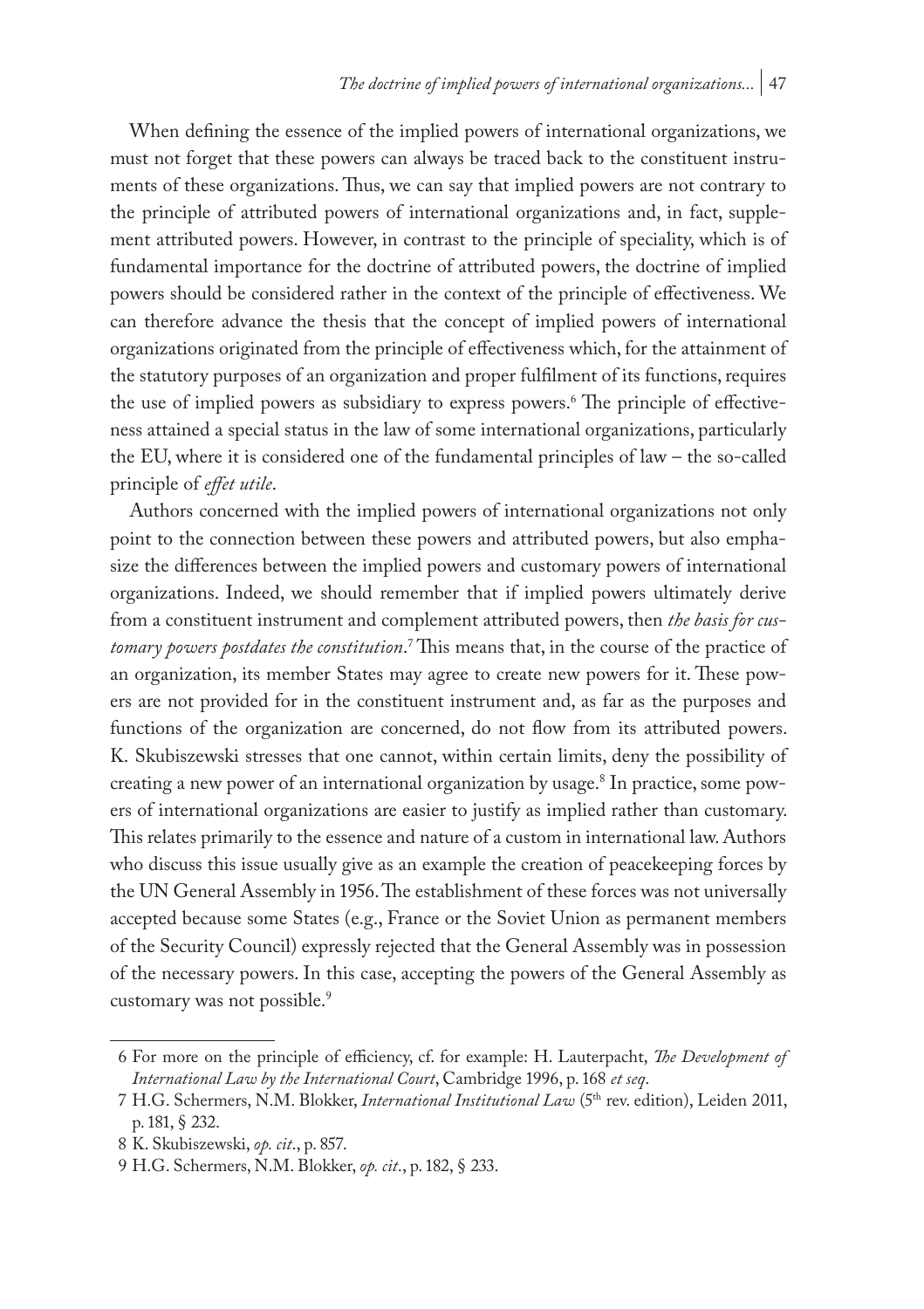When defining the essence of the implied powers of international organizations, we must not forget that these powers can always be traced back to the constituent instruments of these organizations. Thus, we can say that implied powers are not contrary to the principle of attributed powers of international organizations and, in fact, supplement attributed powers. However, in contrast to the principle of speciality, which is of fundamental importance for the doctrine of attributed powers, the doctrine of implied powers should be considered rather in the context of the principle of effectiveness. We can therefore advance the thesis that the concept of implied powers of international organizations originated from the principle of effectiveness which, for the attainment of the statutory purposes of an organization and proper fulfilment of its functions, requires the use of implied powers as subsidiary to express powers.[6] The principle of effectiveness attained a special status in the law of some international organizations, particularly the EU, where it is considered one of the fundamental principles of law – the so-called principle of *effet utile*.

Authors concerned with the implied powers of international organizations not only point to the connection between these powers and attributed powers, but also emphasize the differences between the implied powers and customary powers of international organizations. Indeed, we should remember that if implied powers ultimately derive from a constituent instrument and complement attributed powers, then *the basis for customary powers postdates the constitution*.[7] This means that, in the course of the practice of an organization, its member States may agree to create new powers for it. These powers are not provided for in the constituent instrument and, as far as the purposes and functions of the organization are concerned, do not flow from its attributed powers. K. Skubiszewski stresses that one cannot, within certain limits, deny the possibility of creating a new power of an international organization by usage.[8] In practice, some powers of international organizations are easier to justify as implied rather than customary. This relates primarily to the essence and nature of a custom in international law. Authors who discuss this issue usually give as an example the creation of peacekeeping forces by the UN General Assembly in 1956. The establishment of these forces was not universally accepted because some States (e.g., France or the Soviet Union as permanent members of the Security Council) expressly rejected that the General Assembly was in possession of the necessary powers. In this case, accepting the powers of the General Assembly as customary was not possible.[9]

---

6 For more on the principle of efficiency, cf. for example: H. Lauterpacht, *The Development of International Law by the International Court*, Cambridge 1996, p. 168 *et seq*.

7 H.G. Schermers, N.M. Blokker, *International Institutional Law* (5th rev. edition), Leiden 2011, p. 181, § 232.

8 K. Skubiszewski, *op. cit*., p. 857.

9 H.G. Schermers, N.M. Blokker, *op. cit*., p. 182, § 233.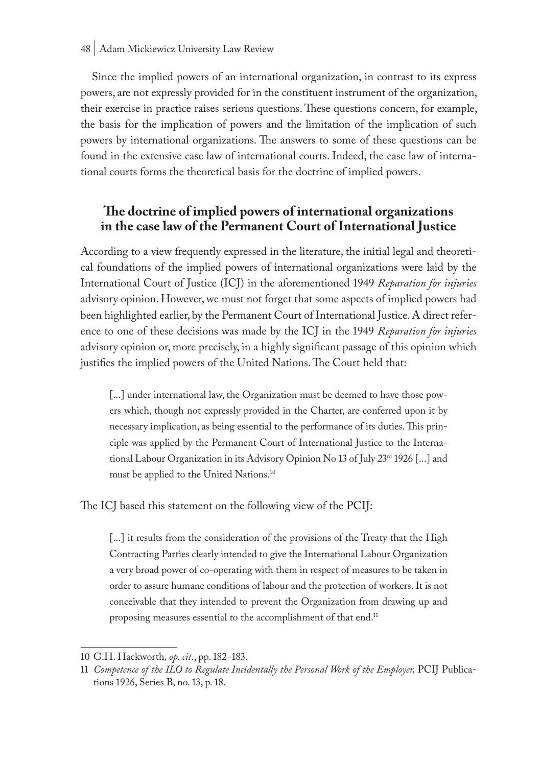Since the implied powers of an international organization, in contrast to its express powers, are not expressly provided for in the constituent instrument of the organization, their exercise in practice raises serious questions. These questions concern, for example, the basis for the implication of powers and the limitation of the implication of such powers by international organizations. The answers to some of these questions can be found in the extensive case law of international courts. Indeed, the case law of international courts forms the theoretical basis for the doctrine of implied powers.

## The doctrine of implied powers of international organizations in the case law of the Permanent Court of International Justice

According to a view frequently expressed in the literature, the initial legal and theoretical foundations of the implied powers of international organizations were laid by the International Court of Justice (ICJ) in the aforementioned 1949 *Reparation for injuries* advisory opinion. However, we must not forget that some aspects of implied powers had been highlighted earlier, by the Permanent Court of International Justice. A direct reference to one of these decisions was made by the ICJ in the 1949 *Reparation for injuries* advisory opinion or, more precisely, in a highly significant passage of this opinion which justifies the implied powers of the United Nations. The Court held that:

> [...] under international law, the Organization must be deemed to have those powers which, though not expressly provided in the Charter, are conferred upon it by necessary implication, as being essential to the performance of its duties. This principle was applied by the Permanent Court of International Justice to the International Labour Organization in its Advisory Opinion No 13 of July 23rd 1926 [...] and must be applied to the United Nations.[10]

The ICJ based this statement on the following view of the PCIJ:

> [...] it results from the consideration of the provisions of the Treaty that the High Contracting Parties clearly intended to give the International Labour Organization a very broad power of co-operating with them in respect of measures to be taken in order to assure humane conditions of labour and the protection of workers. It is not conceivable that they intended to prevent the Organization from drawing up and proposing measures essential to the accomplishment of that end.[11]

---

10 G.H. Hackworth*, op. cit*., pp. 182–183.

11 *Competence of the ILO to Regulate Incidentally the Personal Work of the Employer,* PCIJ Publications 1926, Series B, no. 13, p. 18.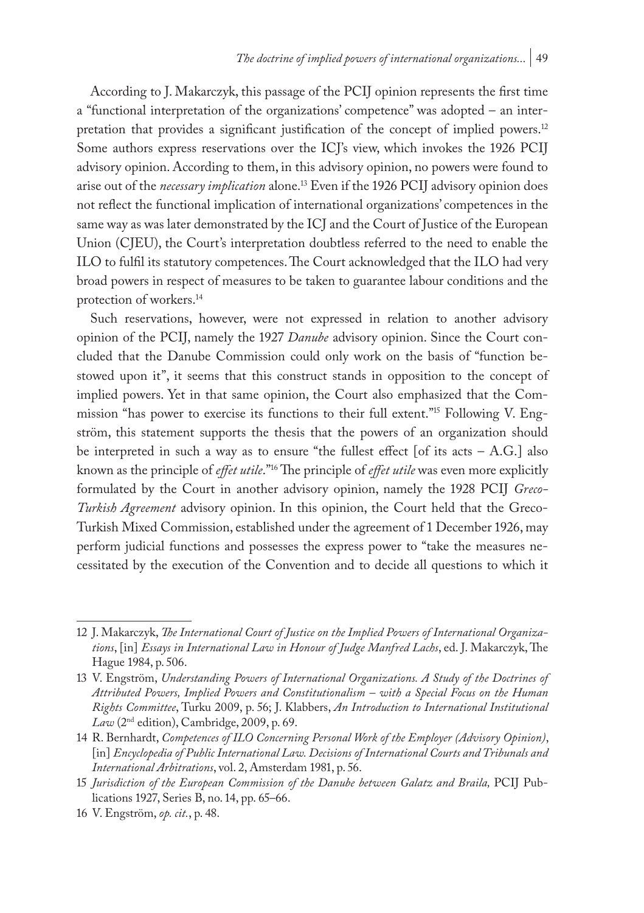According to J. Makarczyk, this passage of the PCIJ opinion represents the first time a "functional interpretation of the organizations' competence" was adopted – an interpretation that provides a significant justification of the concept of implied powers.[12] Some authors express reservations over the ICJ's view, which invokes the 1926 PCIJ advisory opinion. According to them, in this advisory opinion, no powers were found to arise out of the *necessary implication* alone.[13] Even if the 1926 PCIJ advisory opinion does not reflect the functional implication of international organizations' competences in the same way as was later demonstrated by the ICJ and the Court of Justice of the European Union (CJEU), the Court's interpretation doubtless referred to the need to enable the ILO to fulfil its statutory competences. The Court acknowledged that the ILO had very broad powers in respect of measures to be taken to guarantee labour conditions and the protection of workers.[14]

Such reservations, however, were not expressed in relation to another advisory opinion of the PCIJ, namely the 1927 *Danube* advisory opinion. Since the Court concluded that the Danube Commission could only work on the basis of "function bestowed upon it", it seems that this construct stands in opposition to the concept of implied powers. Yet in that same opinion, the Court also emphasized that the Commission "has power to exercise its functions to their full extent."[15] Following V. Engström, this statement supports the thesis that the powers of an organization should be interpreted in such a way as to ensure "the fullest effect [of its acts – A.G.] also known as the principle of *effet utile*."[16] The principle of *effet utile* was even more explicitly formulated by the Court in another advisory opinion, namely the 1928 PCIJ *Greco-Turkish Agreement* advisory opinion. In this opinion, the Court held that the Greco-Turkish Mixed Commission, established under the agreement of 1 December 1926, may perform judicial functions and possesses the express power to "take the measures necessitated by the execution of the Convention and to decide all questions to which it

---

12 J. Makarczyk, *The International Court of Justice on the Implied Powers of International Organizations*, [in] *Essays in International Law in Honour of Judge Manfred Lachs*, ed. J. Makarczyk, The Hague 1984, p. 506.

13 V. Engström, *Understanding Powers of International Organizations. A Study of the Doctrines of Attributed Powers, Implied Powers and Constitutionalism – with a Special Focus on the Human Rights Committee*, Turku 2009, p. 56; J. Klabbers, *An Introduction to International Institutional Law* (2nd edition), Cambridge, 2009, p. 69.

14 R. Bernhardt, *Competences of ILO Concerning Personal Work of the Employer (Advisory Opinion)*, [in] *Encyclopedia of Public International Law. Decisions of International Courts and Tribunals and International Arbitrations*, vol. 2, Amsterdam 1981, p. 56.

15 *Jurisdiction of the European Commission of the Danube between Galatz and Braila,* PCIJ Publications 1927, Series B, no. 14, pp. 65–66.

16 V. Engström, *op. cit.*, p. 48.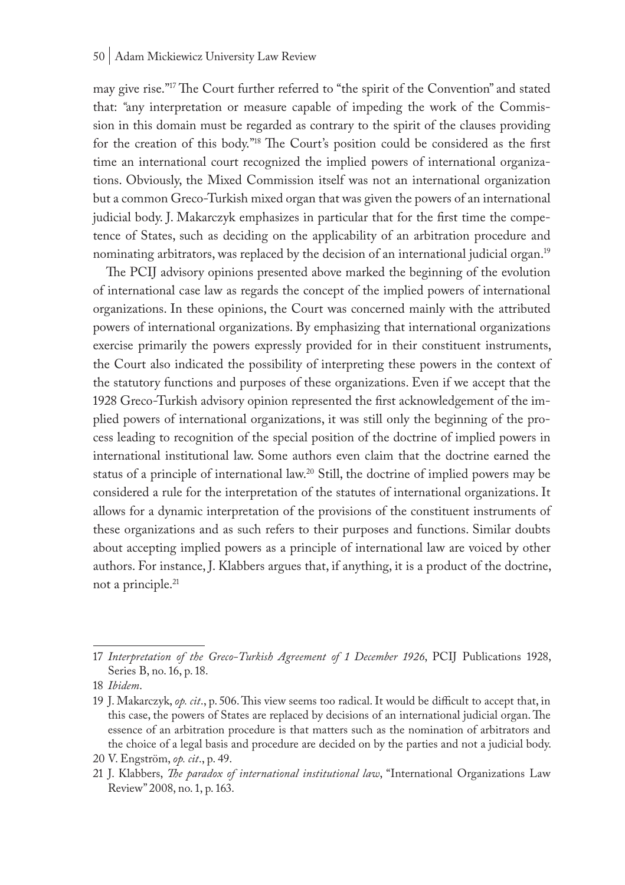may give rise."[17] The Court further referred to "the spirit of the Convention" and stated that: "any interpretation or measure capable of impeding the work of the Commission in this domain must be regarded as contrary to the spirit of the clauses providing for the creation of this body."[18] The Court's position could be considered as the first time an international court recognized the implied powers of international organizations. Obviously, the Mixed Commission itself was not an international organization but a common Greco-Turkish mixed organ that was given the powers of an international judicial body. J. Makarczyk emphasizes in particular that for the first time the competence of States, such as deciding on the applicability of an arbitration procedure and nominating arbitrators, was replaced by the decision of an international judicial organ.[19]

The PCIJ advisory opinions presented above marked the beginning of the evolution of international case law as regards the concept of the implied powers of international organizations. In these opinions, the Court was concerned mainly with the attributed powers of international organizations. By emphasizing that international organizations exercise primarily the powers expressly provided for in their constituent instruments, the Court also indicated the possibility of interpreting these powers in the context of the statutory functions and purposes of these organizations. Even if we accept that the 1928 Greco-Turkish advisory opinion represented the first acknowledgement of the implied powers of international organizations, it was still only the beginning of the process leading to recognition of the special position of the doctrine of implied powers in international institutional law. Some authors even claim that the doctrine earned the status of a principle of international law.[20] Still, the doctrine of implied powers may be considered a rule for the interpretation of the statutes of international organizations. It allows for a dynamic interpretation of the provisions of the constituent instruments of these organizations and as such refers to their purposes and functions. Similar doubts about accepting implied powers as a principle of international law are voiced by other authors. For instance, J. Klabbers argues that, if anything, it is a product of the doctrine, not a principle.[21]

---

17 *Interpretation of the Greco-Turkish Agreement of 1 December 1926*, PCIJ Publications 1928, Series B, no. 16, p. 18.

18 *Ibidem*.

19 J. Makarczyk, *op. cit*., p. 506. This view seems too radical. It would be difficult to accept that, in this case, the powers of States are replaced by decisions of an international judicial organ. The essence of an arbitration procedure is that matters such as the nomination of arbitrators and the choice of a legal basis and procedure are decided on by the parties and not a judicial body.

20 V. Engström, *op. cit*., p. 49.

21 J. Klabbers, *The paradox of international institutional law*, "International Organizations Law Review" 2008, no. 1, p. 163.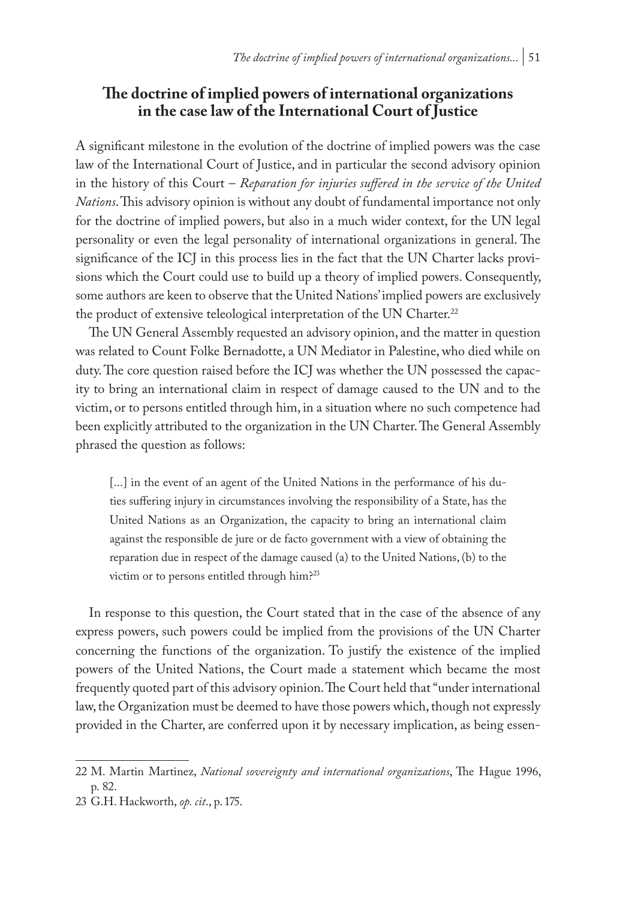## The doctrine of implied powers of international organizations in the case law of the International Court of Justice

A significant milestone in the evolution of the doctrine of implied powers was the case law of the International Court of Justice, and in particular the second advisory opinion in the history of this Court – *Reparation for injuries suffered in the service of the United Nations*. This advisory opinion is without any doubt of fundamental importance not only for the doctrine of implied powers, but also in a much wider context, for the UN legal personality or even the legal personality of international organizations in general. The significance of the ICJ in this process lies in the fact that the UN Charter lacks provisions which the Court could use to build up a theory of implied powers. Consequently, some authors are keen to observe that the United Nations' implied powers are exclusively the product of extensive teleological interpretation of the UN Charter.[22]

The UN General Assembly requested an advisory opinion, and the matter in question was related to Count Folke Bernadotte, a UN Mediator in Palestine, who died while on duty. The core question raised before the ICJ was whether the UN possessed the capacity to bring an international claim in respect of damage caused to the UN and to the victim, or to persons entitled through him, in a situation where no such competence had been explicitly attributed to the organization in the UN Charter. The General Assembly phrased the question as follows:

> [...] in the event of an agent of the United Nations in the performance of his duties suffering injury in circumstances involving the responsibility of a State, has the United Nations as an Organization, the capacity to bring an international claim against the responsible de jure or de facto government with a view of obtaining the reparation due in respect of the damage caused (a) to the United Nations, (b) to the victim or to persons entitled through him?[23]

In response to this question, the Court stated that in the case of the absence of any express powers, such powers could be implied from the provisions of the UN Charter concerning the functions of the organization. To justify the existence of the implied powers of the United Nations, the Court made a statement which became the most frequently quoted part of this advisory opinion. The Court held that "under international law, the Organization must be deemed to have those powers which, though not expressly provided in the Charter, are conferred upon it by necessary implication, as being essen-

---

22 M. Martin Martinez, *National sovereignty and international organizations*, The Hague 1996, p. 82.

23 G.H. Hackworth, *op. cit*., p. 175.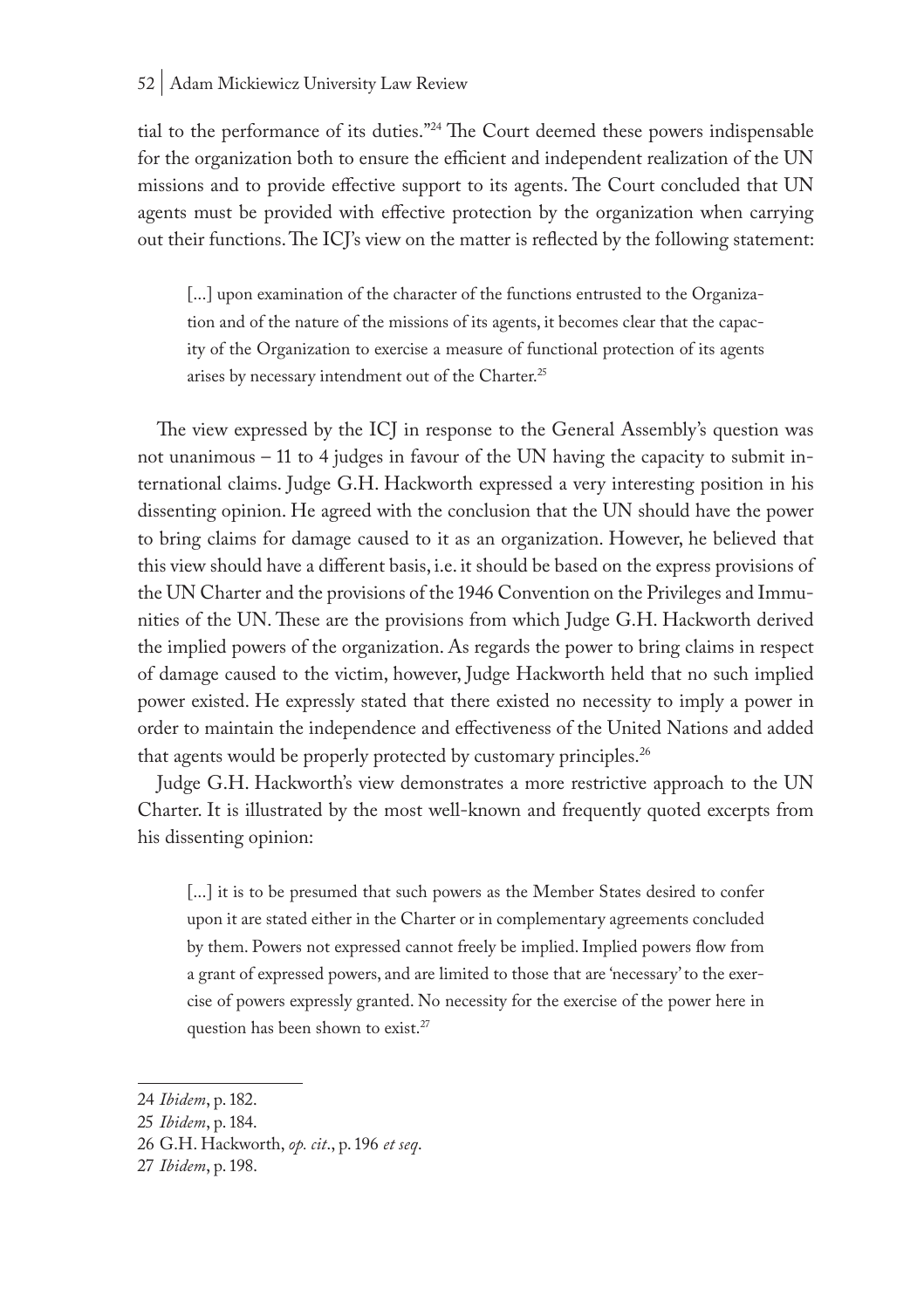tial to the performance of its duties."[24] The Court deemed these powers indispensable for the organization both to ensure the efficient and independent realization of the UN missions and to provide effective support to its agents. The Court concluded that UN agents must be provided with effective protection by the organization when carrying out their functions. The ICJ's view on the matter is reflected by the following statement:

> [...] upon examination of the character of the functions entrusted to the Organization and of the nature of the missions of its agents, it becomes clear that the capacity of the Organization to exercise a measure of functional protection of its agents arises by necessary intendment out of the Charter.[25]

The view expressed by the ICJ in response to the General Assembly's question was not unanimous – 11 to 4 judges in favour of the UN having the capacity to submit international claims. Judge G.H. Hackworth expressed a very interesting position in his dissenting opinion. He agreed with the conclusion that the UN should have the power to bring claims for damage caused to it as an organization. However, he believed that this view should have a different basis, i.e. it should be based on the express provisions of the UN Charter and the provisions of the 1946 Convention on the Privileges and Immunities of the UN. These are the provisions from which Judge G.H. Hackworth derived the implied powers of the organization. As regards the power to bring claims in respect of damage caused to the victim, however, Judge Hackworth held that no such implied power existed. He expressly stated that there existed no necessity to imply a power in order to maintain the independence and effectiveness of the United Nations and added that agents would be properly protected by customary principles.[26]

Judge G.H. Hackworth's view demonstrates a more restrictive approach to the UN Charter. It is illustrated by the most well-known and frequently quoted excerpts from his dissenting opinion:

> [...] it is to be presumed that such powers as the Member States desired to confer upon it are stated either in the Charter or in complementary agreements concluded by them. Powers not expressed cannot freely be implied. Implied powers flow from a grant of expressed powers, and are limited to those that are 'necessary' to the exercise of powers expressly granted. No necessity for the exercise of the power here in question has been shown to exist.[27]

---

24 *Ibidem*, p. 182.

25 *Ibidem*, p. 184.

26 G.H. Hackworth, *op. cit*., p. 196 *et seq*.

27 *Ibidem*, p. 198.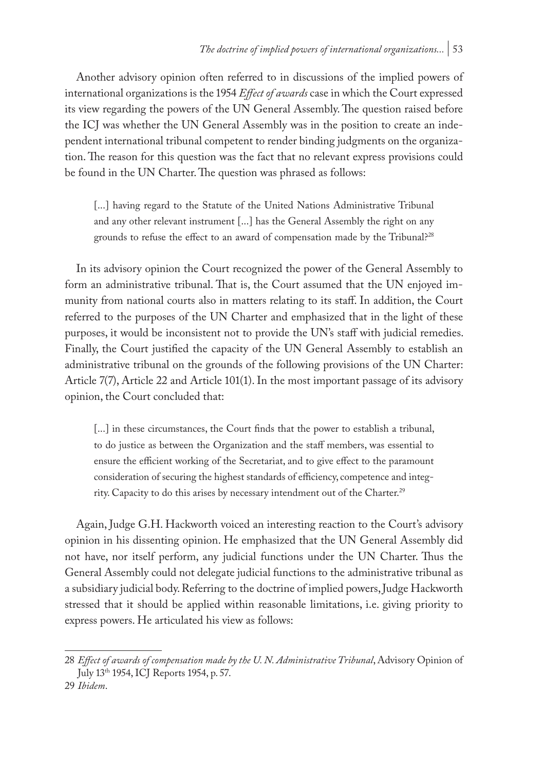Another advisory opinion often referred to in discussions of the implied powers of international organizations is the 1954 *Effect of awards* case in which the Court expressed its view regarding the powers of the UN General Assembly. The question raised before the ICJ was whether the UN General Assembly was in the position to create an independent international tribunal competent to render binding judgments on the organization. The reason for this question was the fact that no relevant express provisions could be found in the UN Charter. The question was phrased as follows:

> [...] having regard to the Statute of the United Nations Administrative Tribunal and any other relevant instrument [...] has the General Assembly the right on any grounds to refuse the effect to an award of compensation made by the Tribunal?[28]

In its advisory opinion the Court recognized the power of the General Assembly to form an administrative tribunal. That is, the Court assumed that the UN enjoyed immunity from national courts also in matters relating to its staff. In addition, the Court referred to the purposes of the UN Charter and emphasized that in the light of these purposes, it would be inconsistent not to provide the UN's staff with judicial remedies. Finally, the Court justified the capacity of the UN General Assembly to establish an administrative tribunal on the grounds of the following provisions of the UN Charter: Article 7(7), Article 22 and Article 101(1). In the most important passage of its advisory opinion, the Court concluded that:

> [...] in these circumstances, the Court finds that the power to establish a tribunal, to do justice as between the Organization and the staff members, was essential to ensure the efficient working of the Secretariat, and to give effect to the paramount consideration of securing the highest standards of efficiency, competence and integrity. Capacity to do this arises by necessary intendment out of the Charter.[29]

Again, Judge G.H. Hackworth voiced an interesting reaction to the Court's advisory opinion in his dissenting opinion. He emphasized that the UN General Assembly did not have, nor itself perform, any judicial functions under the UN Charter. Thus the General Assembly could not delegate judicial functions to the administrative tribunal as a subsidiary judicial body. Referring to the doctrine of implied powers, Judge Hackworth stressed that it should be applied within reasonable limitations, i.e. giving priority to express powers. He articulated his view as follows:

---

28 *Effect of awards of compensation made by the U. N. Administrative Tribunal*, Advisory Opinion of July 13th 1954, ICJ Reports 1954, p. 57.

29 *Ibidem*.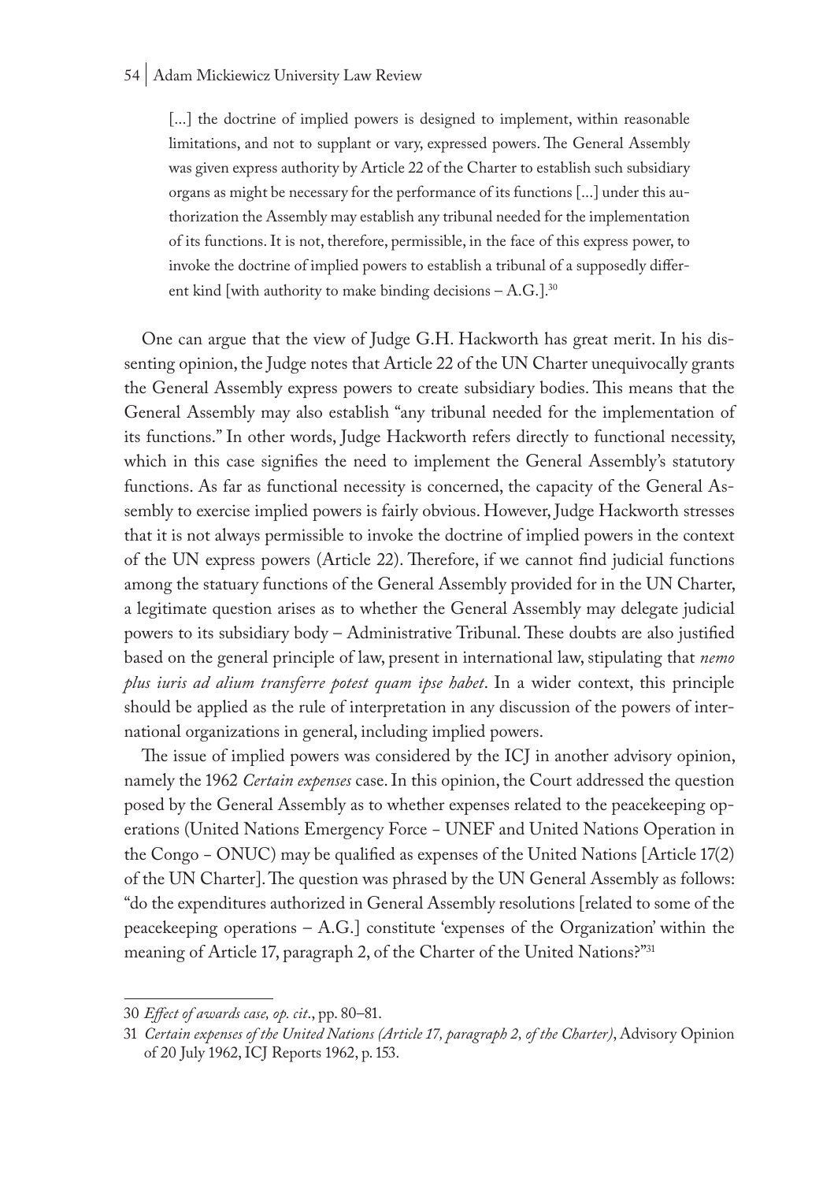> [...] the doctrine of implied powers is designed to implement, within reasonable limitations, and not to supplant or vary, expressed powers. The General Assembly was given express authority by Article 22 of the Charter to establish such subsidiary organs as might be necessary for the performance of its functions [...] under this authorization the Assembly may establish any tribunal needed for the implementation of its functions. It is not, therefore, permissible, in the face of this express power, to invoke the doctrine of implied powers to establish a tribunal of a supposedly different kind [with authority to make binding decisions – A.G.].[30]

One can argue that the view of Judge G.H. Hackworth has great merit. In his dissenting opinion, the Judge notes that Article 22 of the UN Charter unequivocally grants the General Assembly express powers to create subsidiary bodies. This means that the General Assembly may also establish "any tribunal needed for the implementation of its functions." In other words, Judge Hackworth refers directly to functional necessity, which in this case signifies the need to implement the General Assembly's statutory functions. As far as functional necessity is concerned, the capacity of the General Assembly to exercise implied powers is fairly obvious. However, Judge Hackworth stresses that it is not always permissible to invoke the doctrine of implied powers in the context of the UN express powers (Article 22). Therefore, if we cannot find judicial functions among the statuary functions of the General Assembly provided for in the UN Charter, a legitimate question arises as to whether the General Assembly may delegate judicial powers to its subsidiary body – Administrative Tribunal. These doubts are also justified based on the general principle of law, present in international law, stipulating that *nemo plus iuris ad alium transferre potest quam ipse habet*. In a wider context, this principle should be applied as the rule of interpretation in any discussion of the powers of international organizations in general, including implied powers.

The issue of implied powers was considered by the ICJ in another advisory opinion, namely the 1962 *Certain expenses* case. In this opinion, the Court addressed the question posed by the General Assembly as to whether expenses related to the peacekeeping operations (United Nations Emergency Force - UNEF and United Nations Operation in the Congo - ONUC) may be qualified as expenses of the United Nations [Article 17(2) of the UN Charter]. The question was phrased by the UN General Assembly as follows: "do the expenditures authorized in General Assembly resolutions [related to some of the peacekeeping operations – A.G.] constitute 'expenses of the Organization' within the meaning of Article 17, paragraph 2, of the Charter of the United Nations?"[31]

---

30 *Effect of awards case, op. cit.*, pp. 80–81.

31 *Certain expenses of the United Nations (Article 17, paragraph 2, of the Charter)*, Advisory Opinion of 20 July 1962, ICJ Reports 1962, p. 153.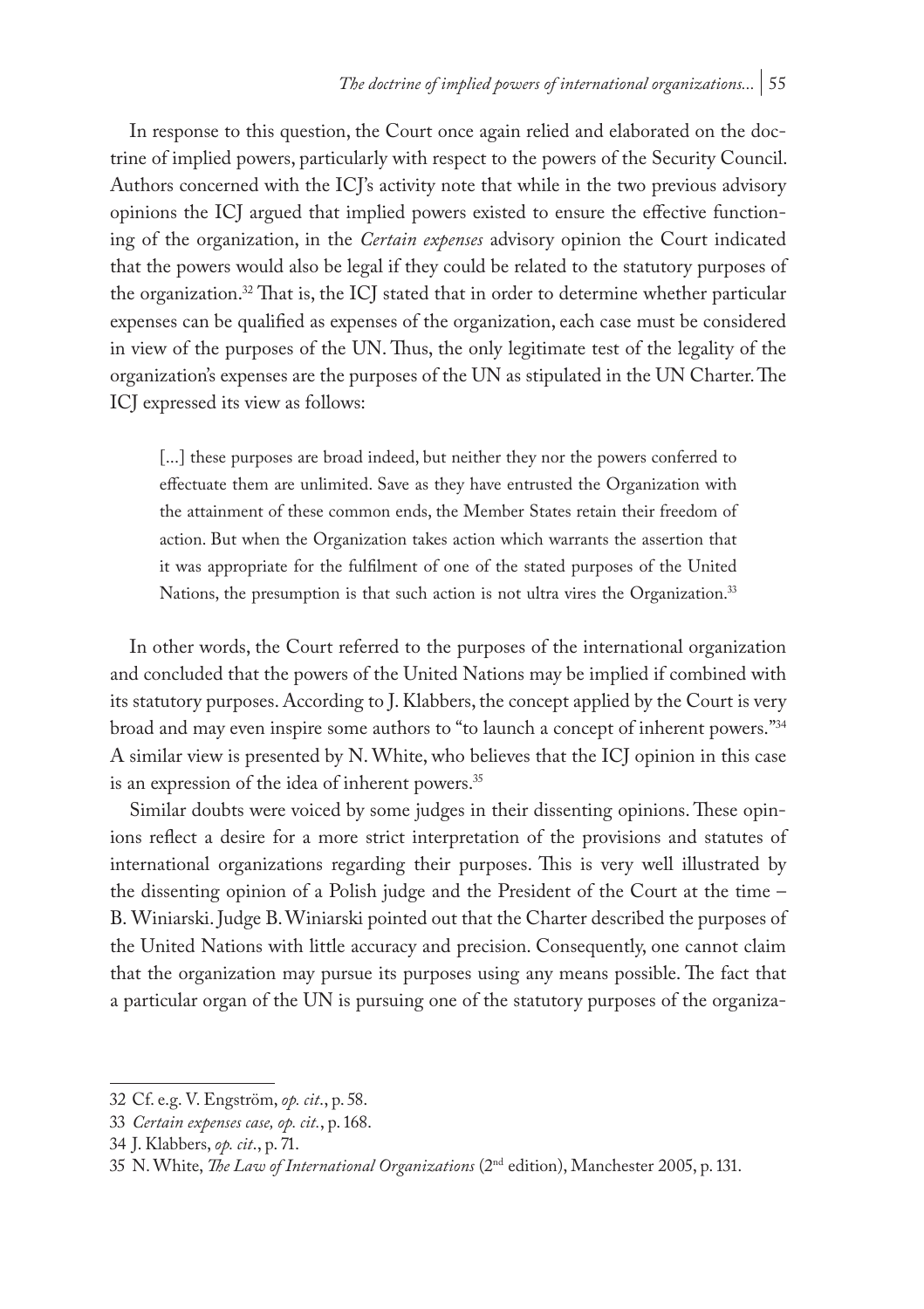In response to this question, the Court once again relied and elaborated on the doctrine of implied powers, particularly with respect to the powers of the Security Council. Authors concerned with the ICJ's activity note that while in the two previous advisory opinions the ICJ argued that implied powers existed to ensure the effective functioning of the organization, in the *Certain expenses* advisory opinion the Court indicated that the powers would also be legal if they could be related to the statutory purposes of the organization.[32] That is, the ICJ stated that in order to determine whether particular expenses can be qualified as expenses of the organization, each case must be considered in view of the purposes of the UN. Thus, the only legitimate test of the legality of the organization's expenses are the purposes of the UN as stipulated in the UN Charter. The ICJ expressed its view as follows:

> [...] these purposes are broad indeed, but neither they nor the powers conferred to effectuate them are unlimited. Save as they have entrusted the Organization with the attainment of these common ends, the Member States retain their freedom of action. But when the Organization takes action which warrants the assertion that it was appropriate for the fulfilment of one of the stated purposes of the United Nations, the presumption is that such action is not ultra vires the Organization.[33]

In other words, the Court referred to the purposes of the international organization and concluded that the powers of the United Nations may be implied if combined with its statutory purposes. According to J. Klabbers, the concept applied by the Court is very broad and may even inspire some authors to "to launch a concept of inherent powers."[34] A similar view is presented by N. White, who believes that the ICJ opinion in this case is an expression of the idea of inherent powers.[35]

Similar doubts were voiced by some judges in their dissenting opinions. These opinions reflect a desire for a more strict interpretation of the provisions and statutes of international organizations regarding their purposes. This is very well illustrated by the dissenting opinion of a Polish judge and the President of the Court at the time – B. Winiarski. Judge B. Winiarski pointed out that the Charter described the purposes of the United Nations with little accuracy and precision. Consequently, one cannot claim that the organization may pursue its purposes using any means possible. The fact that a particular organ of the UN is pursuing one of the statutory purposes of the organiza-

---

32 Cf. e.g. V. Engström, *op. cit.*, p. 58.

33 *Certain expenses case, op. cit.*, p. 168.

34 J. Klabbers, *op. cit.*, p. 71.

35 N. White, *The Law of International Organizations* (2nd edition), Manchester 2005, p. 131.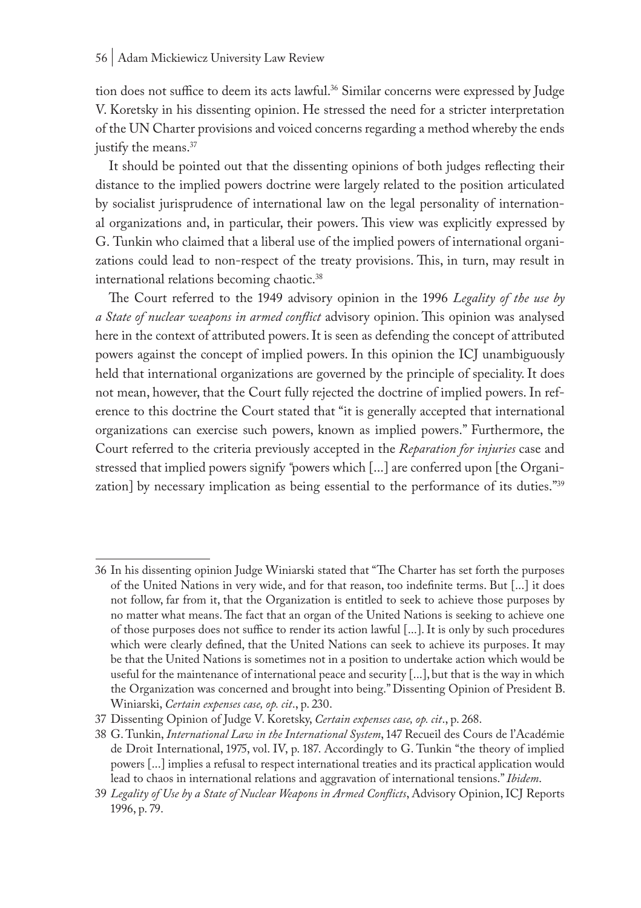tion does not suffice to deem its acts lawful.[36] Similar concerns were expressed by Judge V. Koretsky in his dissenting opinion. He stressed the need for a stricter interpretation of the UN Charter provisions and voiced concerns regarding a method whereby the ends justify the means.[37]

It should be pointed out that the dissenting opinions of both judges reflecting their distance to the implied powers doctrine were largely related to the position articulated by socialist jurisprudence of international law on the legal personality of international organizations and, in particular, their powers. This view was explicitly expressed by G. Tunkin who claimed that a liberal use of the implied powers of international organizations could lead to non-respect of the treaty provisions. This, in turn, may result in international relations becoming chaotic.[38]

The Court referred to the 1949 advisory opinion in the 1996 *Legality of the use by a State of nuclear weapons in armed conflict* advisory opinion. This opinion was analysed here in the context of attributed powers. It is seen as defending the concept of attributed powers against the concept of implied powers. In this opinion the ICJ unambiguously held that international organizations are governed by the principle of speciality. It does not mean, however, that the Court fully rejected the doctrine of implied powers. In reference to this doctrine the Court stated that "it is generally accepted that international organizations can exercise such powers, known as implied powers." Furthermore, the Court referred to the criteria previously accepted in the *Reparation for injuries* case and stressed that implied powers signify "powers which [...] are conferred upon [the Organization] by necessary implication as being essential to the performance of its duties."[39]

---

36 In his dissenting opinion Judge Winiarski stated that "The Charter has set forth the purposes of the United Nations in very wide, and for that reason, too indefinite terms. But [...] it does not follow, far from it, that the Organization is entitled to seek to achieve those purposes by no matter what means. The fact that an organ of the United Nations is seeking to achieve one of those purposes does not suffice to render its action lawful [...]. It is only by such procedures which were clearly defined, that the United Nations can seek to achieve its purposes. It may be that the United Nations is sometimes not in a position to undertake action which would be useful for the maintenance of international peace and security [...], but that is the way in which the Organization was concerned and brought into being." Dissenting Opinion of President B. Winiarski, *Certain expenses case, op. cit*., p. 230.

37 Dissenting Opinion of Judge V. Koretsky, *Certain expenses case, op. cit*., p. 268.

38 G. Tunkin, *International Law in the International System*, 147 Recueil des Cours de l'Académie de Droit International, 1975, vol. IV, p. 187. Accordingly to G. Tunkin "the theory of implied powers [...] implies a refusal to respect international treaties and its practical application would lead to chaos in international relations and aggravation of international tensions." *Ibidem*.

39 *Legality of Use by a State of Nuclear Weapons in Armed Conflicts*, Advisory Opinion, ICJ Reports 1996, p. 79.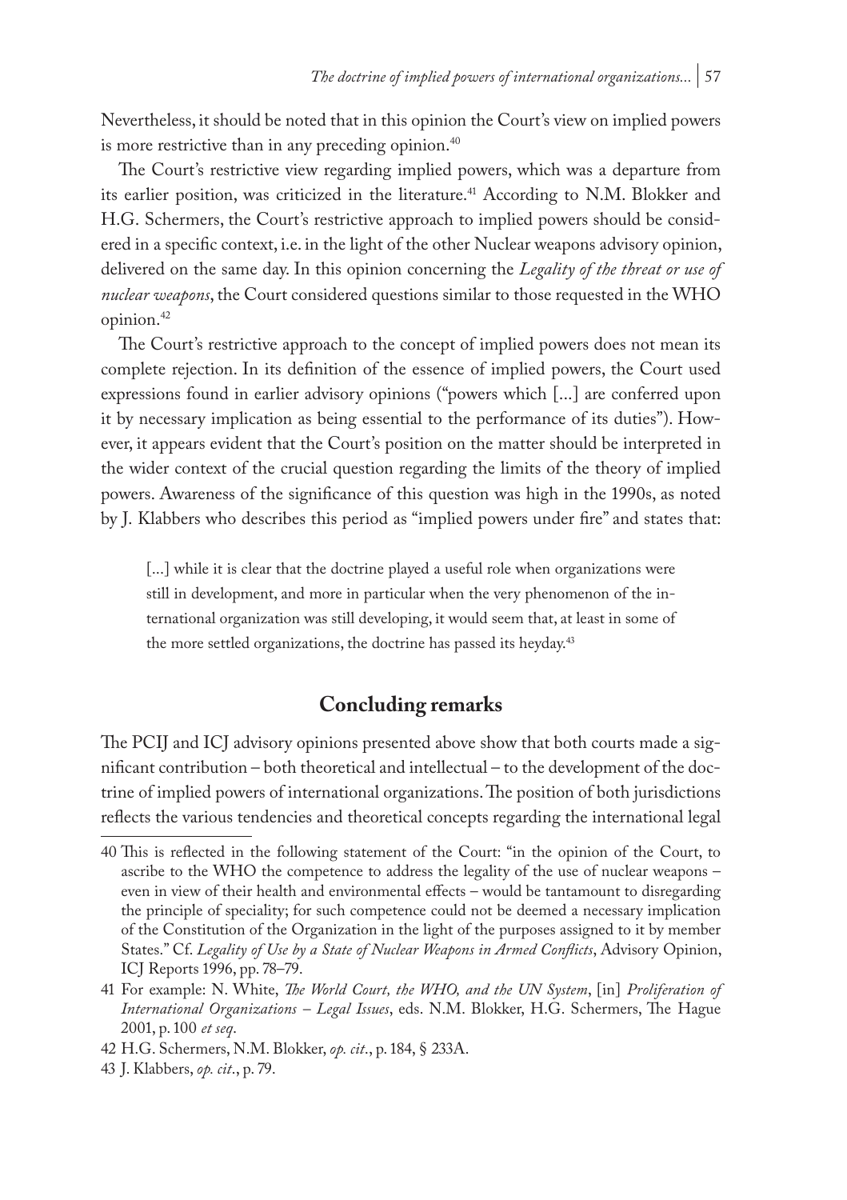Nevertheless, it should be noted that in this opinion the Court's view on implied powers is more restrictive than in any preceding opinion.[40]

The Court's restrictive view regarding implied powers, which was a departure from its earlier position, was criticized in the literature.[41] According to N.M. Blokker and H.G. Schermers, the Court's restrictive approach to implied powers should be considered in a specific context, i.e. in the light of the other Nuclear weapons advisory opinion, delivered on the same day. In this opinion concerning the *Legality of the threat or use of nuclear weapons*, the Court considered questions similar to those requested in the WHO opinion.[42]

The Court's restrictive approach to the concept of implied powers does not mean its complete rejection. In its definition of the essence of implied powers, the Court used expressions found in earlier advisory opinions ("powers which [...] are conferred upon it by necessary implication as being essential to the performance of its duties"). However, it appears evident that the Court's position on the matter should be interpreted in the wider context of the crucial question regarding the limits of the theory of implied powers. Awareness of the significance of this question was high in the 1990s, as noted by J. Klabbers who describes this period as "implied powers under fire" and states that:

> [...] while it is clear that the doctrine played a useful role when organizations were still in development, and more in particular when the very phenomenon of the international organization was still developing, it would seem that, at least in some of the more settled organizations, the doctrine has passed its heyday.[43]

## Concluding remarks

The PCIJ and ICJ advisory opinions presented above show that both courts made a significant contribution – both theoretical and intellectual – to the development of the doctrine of implied powers of international organizations. The position of both jurisdictions reflects the various tendencies and theoretical concepts regarding the international legal

---

40 This is reflected in the following statement of the Court: "in the opinion of the Court, to ascribe to the WHO the competence to address the legality of the use of nuclear weapons – even in view of their health and environmental effects – would be tantamount to disregarding the principle of speciality; for such competence could not be deemed a necessary implication of the Constitution of the Organization in the light of the purposes assigned to it by member States." Cf. *Legality of Use by a State of Nuclear Weapons in Armed Conflicts*, Advisory Opinion, ICJ Reports 1996, pp. 78–79.

41 For example: N. White, *The World Court, the WHO, and the UN System*, [in] *Proliferation of International Organizations – Legal Issues*, eds. N.M. Blokker, H.G. Schermers, The Hague 2001, p. 100 *et seq*.

42 H.G. Schermers, N.M. Blokker, *op. cit.*, p. 184, § 233A.

43 J. Klabbers, *op. cit.*, p. 79.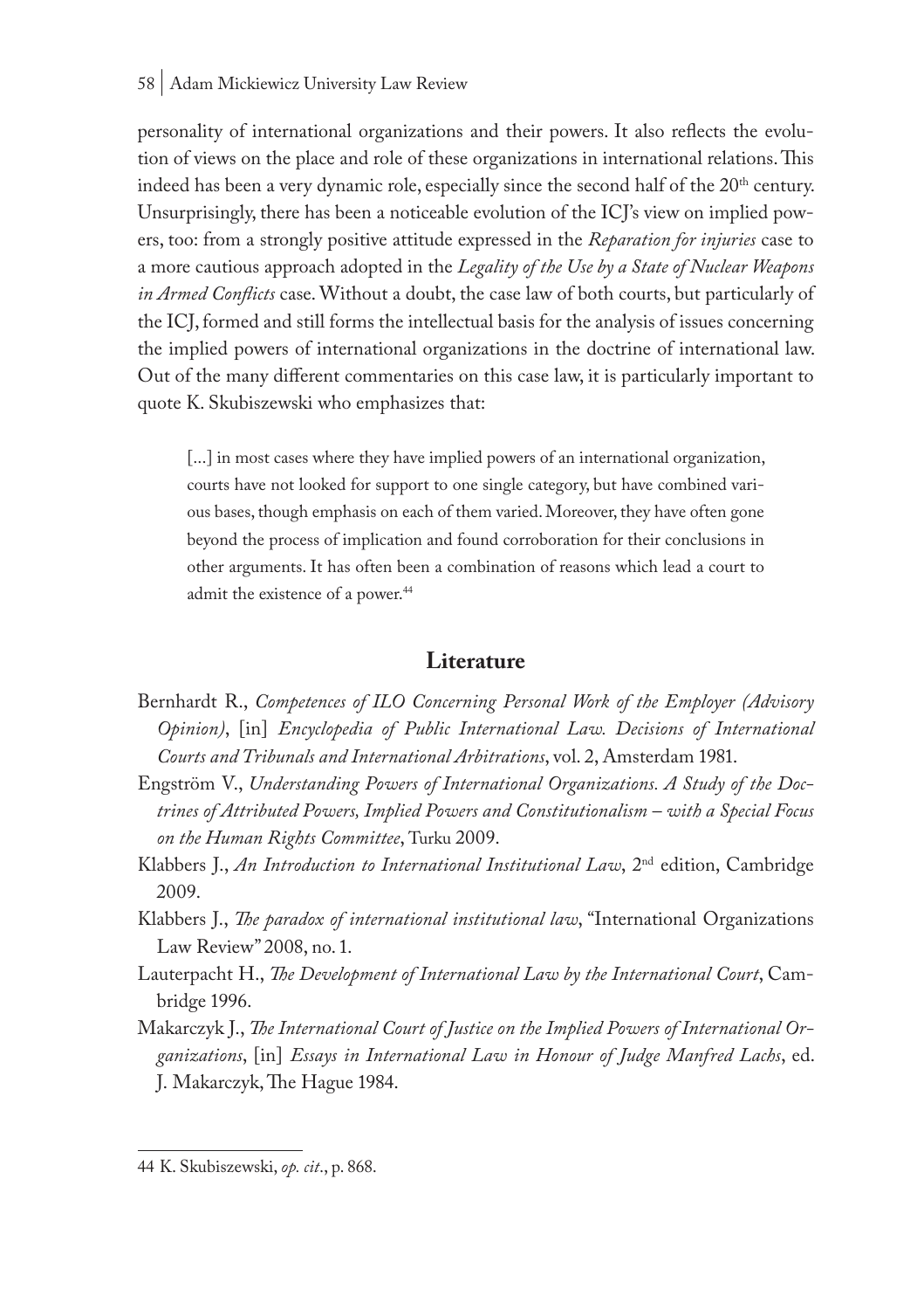personality of international organizations and their powers. It also reflects the evolution of views on the place and role of these organizations in international relations. This indeed has been a very dynamic role, especially since the second half of the 20th century. Unsurprisingly, there has been a noticeable evolution of the ICJ's view on implied powers, too: from a strongly positive attitude expressed in the *Reparation for injuries* case to a more cautious approach adopted in the *Legality of the Use by a State of Nuclear Weapons in Armed Conflicts* case. Without a doubt, the case law of both courts, but particularly of the ICJ, formed and still forms the intellectual basis for the analysis of issues concerning the implied powers of international organizations in the doctrine of international law. Out of the many different commentaries on this case law, it is particularly important to quote K. Skubiszewski who emphasizes that:

> [...] in most cases where they have implied powers of an international organization, courts have not looked for support to one single category, but have combined various bases, though emphasis on each of them varied. Moreover, they have often gone beyond the process of implication and found corroboration for their conclusions in other arguments. It has often been a combination of reasons which lead a court to admit the existence of a power.[44]

## Literature

Bernhardt R., *Competences of ILO Concerning Personal Work of the Employer (Advisory Opinion)*, [in] *Encyclopedia of Public International Law. Decisions of International Courts and Tribunals and International Arbitrations*, vol. 2, Amsterdam 1981.

Engström V., *Understanding Powers of International Organizations. A Study of the Doctrines of Attributed Powers, Implied Powers and Constitutionalism – with a Special Focus on the Human Rights Committee*, Turku 2009.

Klabbers J., *An Introduction to International Institutional Law*, 2nd edition, Cambridge 2009.

Klabbers J., *The paradox of international institutional law*, "International Organizations Law Review" 2008, no. 1.

Lauterpacht H., *The Development of International Law by the International Court*, Cambridge 1996.

Makarczyk J., *The International Court of Justice on the Implied Powers of International Organizations*, [in] *Essays in International Law in Honour of Judge Manfred Lachs*, ed. J. Makarczyk, The Hague 1984.

---

44 K. Skubiszewski, *op. cit.*, p. 868.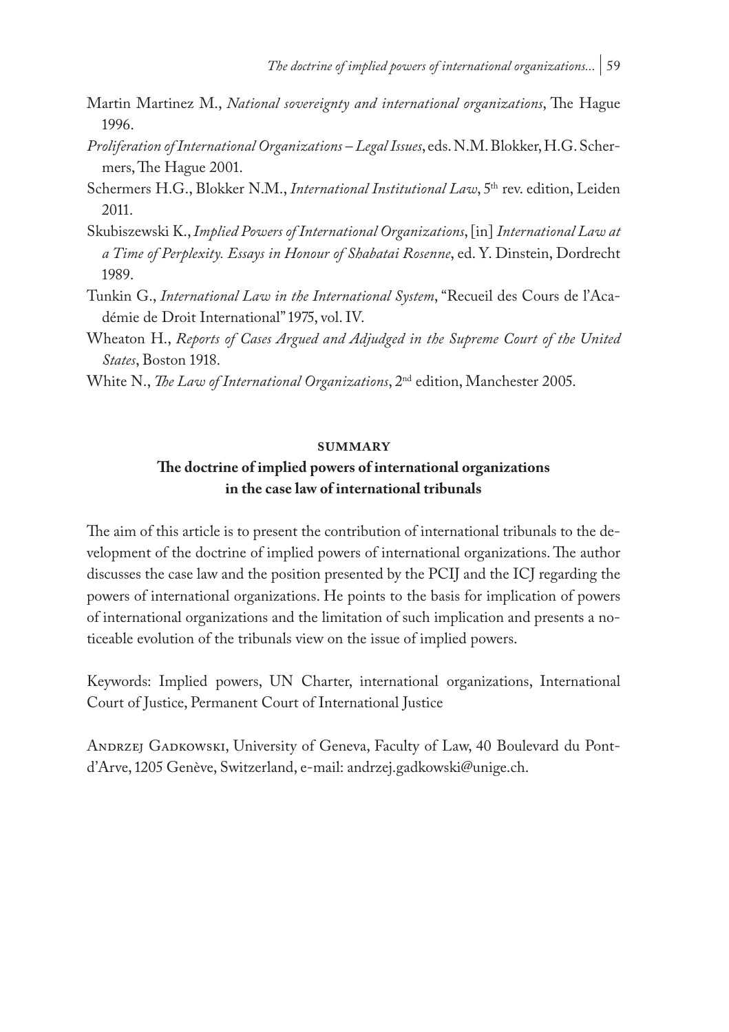Martin Martinez M., *National sovereignty and international organizations*, The Hague 1996.

*Proliferation of International Organizations – Legal Issues*, eds. N.M. Blokker, H.G. Schermers, The Hague 2001.

Schermers H.G., Blokker N.M., *International Institutional Law*, 5th rev. edition, Leiden 2011.

Skubiszewski K., *Implied Powers of International Organizations*, [in] *International Law at a Time of Perplexity. Essays in Honour of Shabatai Rosenne*, ed. Y. Dinstein, Dordrecht 1989.

Tunkin G., *International Law in the International System*, "Recueil des Cours de l'Académie de Droit International" 1975, vol. IV.

Wheaton H., *Reports of Cases Argued and Adjudged in the Supreme Court of the United States*, Boston 1918.

White N., *The Law of International Organizations*, 2nd edition, Manchester 2005.

## SUMMARY

### The doctrine of implied powers of international organizations in the case law of international tribunals

The aim of this article is to present the contribution of international tribunals to the development of the doctrine of implied powers of international organizations. The author discusses the case law and the position presented by the PCIJ and the ICJ regarding the powers of international organizations. He points to the basis for implication of powers of international organizations and the limitation of such implication and presents a noticeable evolution of the tribunals view on the issue of implied powers.

Keywords: Implied powers, UN Charter, international organizations, International Court of Justice, Permanent Court of International Justice

Andrzej Gadkowski, University of Geneva, Faculty of Law, 40 Boulevard du Pont-d'Arve, 1205 Genève, Switzerland, e-mail: andrzej.gadkowski@unige.ch.